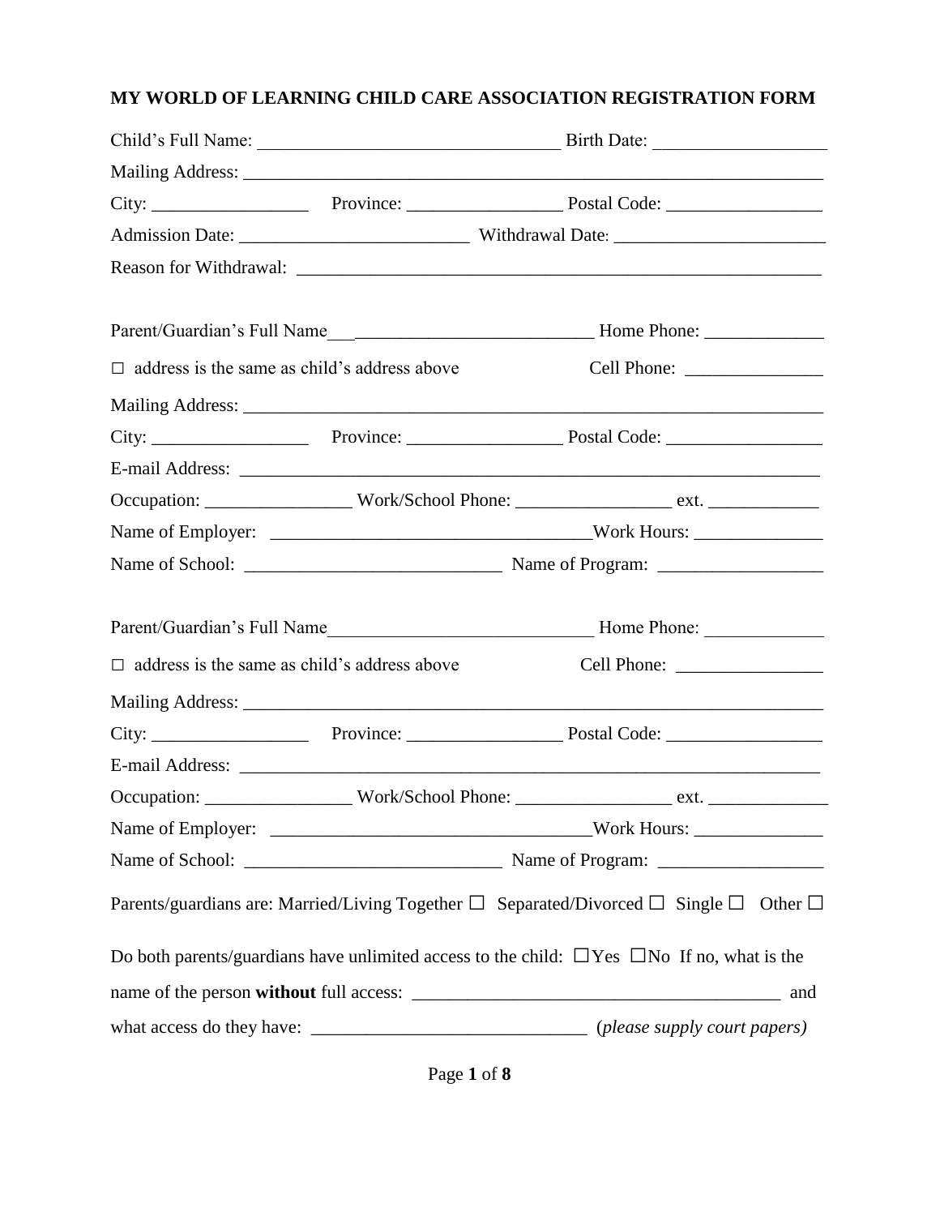# MY WORLD OF LEARNING CHILD CARE ASSOCIATION REGISTRATION FORM

Child's Full Name: ________________________________ Birth Date: __________________

Mailing Address: ________________________________________________________________

City: _________________ Province: _________________ Postal Code: _________________

Admission Date: _________________________ Withdrawal Date: _______________________

Reason for Withdrawal: ___________________________________________________________

Parent/Guardian's Full Name____________________________ Home Phone: _____________

☐ address is the same as child's address above Cell Phone: _______________

Mailing Address: ________________________________________________________________

City: _________________ Province: _________________ Postal Code: _________________

E-mail Address: _________________________________________________________________

Occupation: ________________ Work/School Phone: _________________ ext. ____________

Name of Employer: __________________________________Work Hours: ______________

Name of School: ____________________________ Name of Program: __________________

Parent/Guardian's Full Name_____________________________ Home Phone: _____________

☐ address is the same as child's address above Cell Phone: ________________

Mailing Address: ________________________________________________________________

City: _________________ Province: _________________ Postal Code: _________________

E-mail Address: _________________________________________________________________

Occupation: ________________ Work/School Phone: _________________ ext. _____________

Name of Employer: __________________________________Work Hours: ______________

Name of School: ____________________________ Name of Program: __________________

Parents/guardians are: Married/Living Together ☐ Separated/Divorced ☐ Single ☐ Other ☐

Do both parents/guardians have unlimited access to the child: ☐Yes ☐No If no, what is the name of the person **without** full access: ________________________________________ and what access do they have: ______________________________ (*please supply court papers)*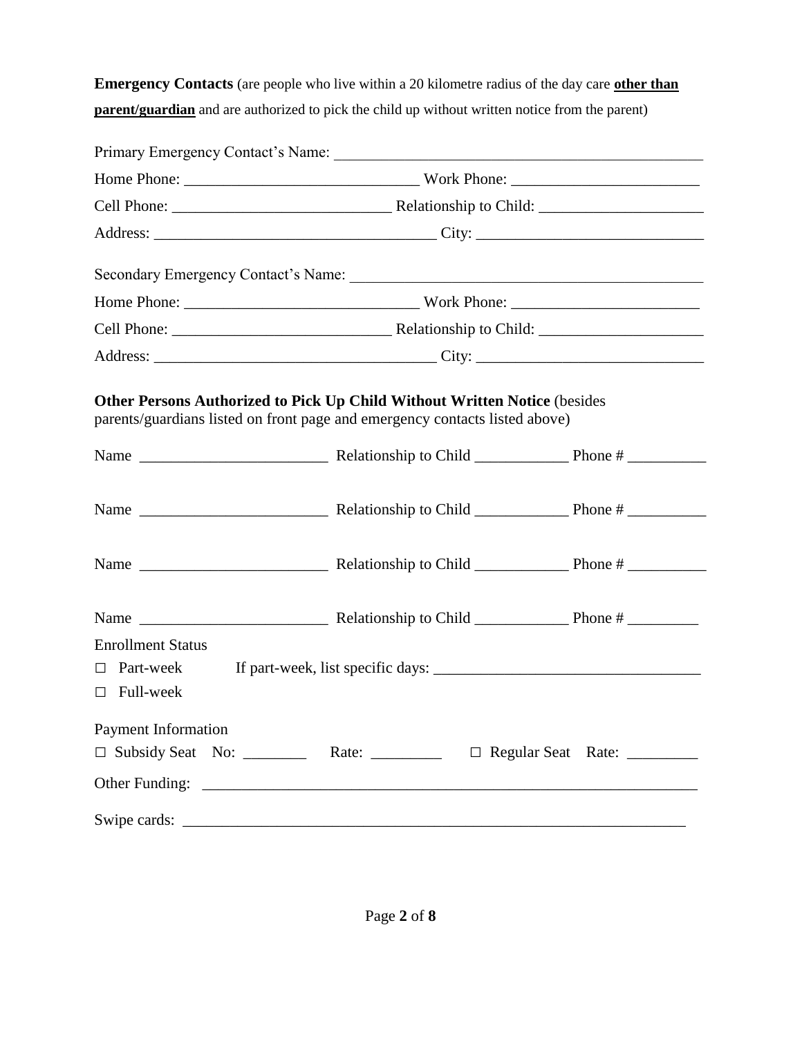**Emergency Contacts** (are people who live within a 20 kilometre radius of the day care **other than parent/guardian** and are authorized to pick the child up without written notice from the parent)

Primary Emergency Contact's Name: ______________________________________________

Home Phone: ____________________________ Work Phone: _______________________

Cell Phone: ___________________________ Relationship to Child: ____________________

Address: __________________________________ City: ____________________________

Secondary Emergency Contact's Name: ____________________________________________

Home Phone: ____________________________ Work Phone: _______________________

Cell Phone: ___________________________ Relationship to Child: ____________________

Address: __________________________________ City: ____________________________

**Other Persons Authorized to Pick Up Child Without Written Notice** (besides parents/guardians listed on front page and emergency contacts listed above)

Name _______________________ Relationship to Child ___________ Phone # _________

Name _______________________ Relationship to Child ___________ Phone # _________

Name _______________________ Relationship to Child ___________ Phone # _________

Name _______________________ Relationship to Child ___________ Phone # ________

Enrollment Status

□ Part-week If part-week, list specific days: ________________________________

□ Full-week

Payment Information

□ Subsidy Seat No: ________ Rate: _________ □ Regular Seat Rate: _________

Other Funding: ______________________________________________________________

Swipe cards: _______________________________________________________________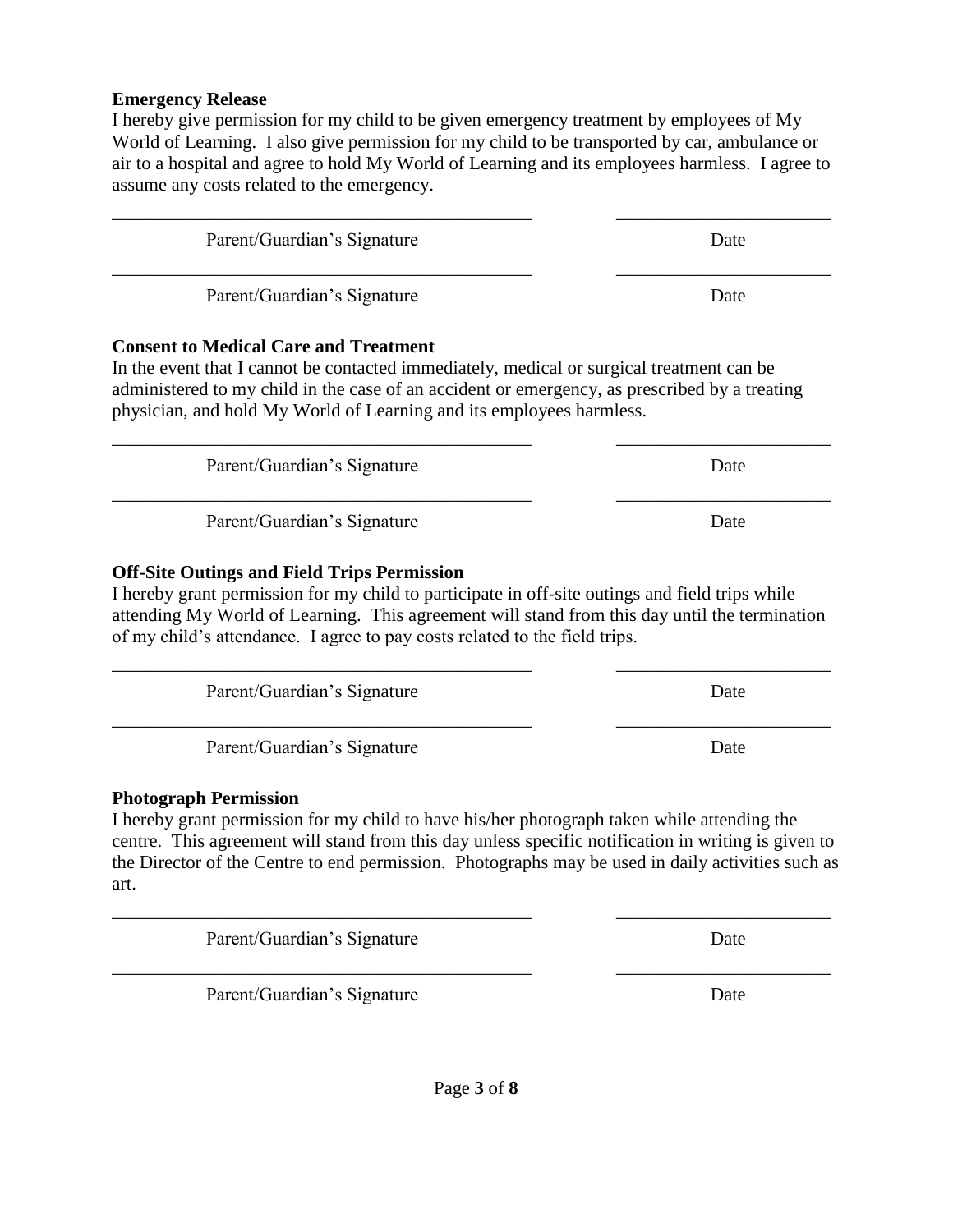**Emergency Release**

I hereby give permission for my child to be given emergency treatment by employees of My World of Learning. I also give permission for my child to be transported by car, ambulance or air to a hospital and agree to hold My World of Learning and its employees harmless. I agree to assume any costs related to the emergency.

_____________________________________________ _______________________

Parent/Guardian's Signature Date

_____________________________________________ _______________________

Parent/Guardian's Signature Date

**Consent to Medical Care and Treatment**

In the event that I cannot be contacted immediately, medical or surgical treatment can be administered to my child in the case of an accident or emergency, as prescribed by a treating physician, and hold My World of Learning and its employees harmless.

_____________________________________________ _______________________

Parent/Guardian's Signature Date

_____________________________________________ _______________________

Parent/Guardian's Signature Date

**Off-Site Outings and Field Trips Permission**

I hereby grant permission for my child to participate in off-site outings and field trips while attending My World of Learning. This agreement will stand from this day until the termination of my child's attendance. I agree to pay costs related to the field trips.

_____________________________________________ _______________________

Parent/Guardian's Signature Date

_____________________________________________ _______________________

Parent/Guardian's Signature Date

**Photograph Permission**

I hereby grant permission for my child to have his/her photograph taken while attending the centre. This agreement will stand from this day unless specific notification in writing is given to the Director of the Centre to end permission. Photographs may be used in daily activities such as art.

_____________________________________________ _______________________

Parent/Guardian's Signature Date

_____________________________________________ _______________________

Parent/Guardian's Signature Date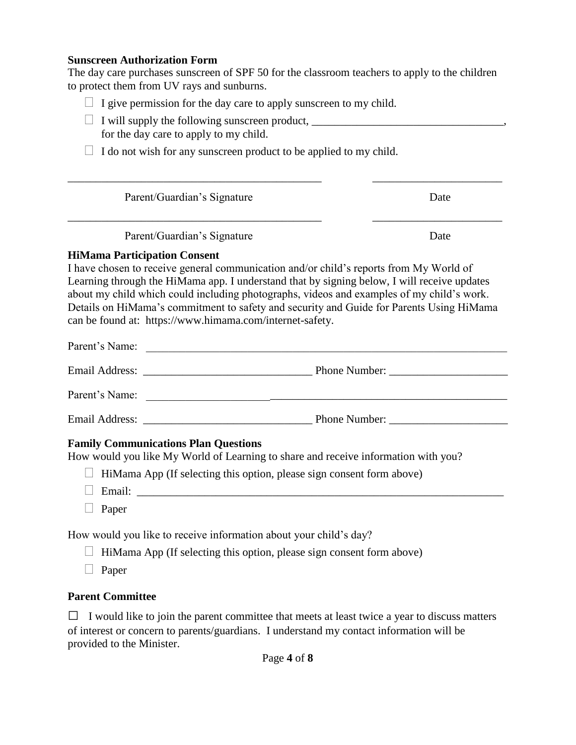**Sunscreen Authorization Form**

The day care purchases sunscreen of SPF 50 for the classroom teachers to apply to the children to protect them from UV rays and sunburns.

- ☐ I give permission for the day care to apply sunscreen to my child.
- ☐ I will supply the following sunscreen product, ___________________________________, for the day care to apply to my child.
- ☐ I do not wish for any sunscreen product to be applied to my child.

_____________________________________________ _______________________

Parent/Guardian's Signature Date

_____________________________________________ _______________________

Parent/Guardian's Signature Date

**HiMama Participation Consent**

I have chosen to receive general communication and/or child's reports from My World of Learning through the HiMama app. I understand that by signing below, I will receive updates about my child which could including photographs, videos and examples of my child's work. Details on HiMama's commitment to safety and security and Guide for Parents Using HiMama can be found at: https://www.himama.com/internet-safety.

Parent's Name: _______________________________________________________________

Email Address: ______________________________ Phone Number: ____________________

Parent's Name: _______________________________________________________________

Email Address: ______________________________ Phone Number: ____________________

**Family Communications Plan Questions**

How would you like My World of Learning to share and receive information with you?

- ☐ HiMama App (If selecting this option, please sign consent form above)
- ☐ Email: _____________________________________________________________________
- ☐ Paper

How would you like to receive information about your child's day?

- ☐ HiMama App (If selecting this option, please sign consent form above)
- ☐ Paper

**Parent Committee**

☐ I would like to join the parent committee that meets at least twice a year to discuss matters of interest or concern to parents/guardians. I understand my contact information will be provided to the Minister.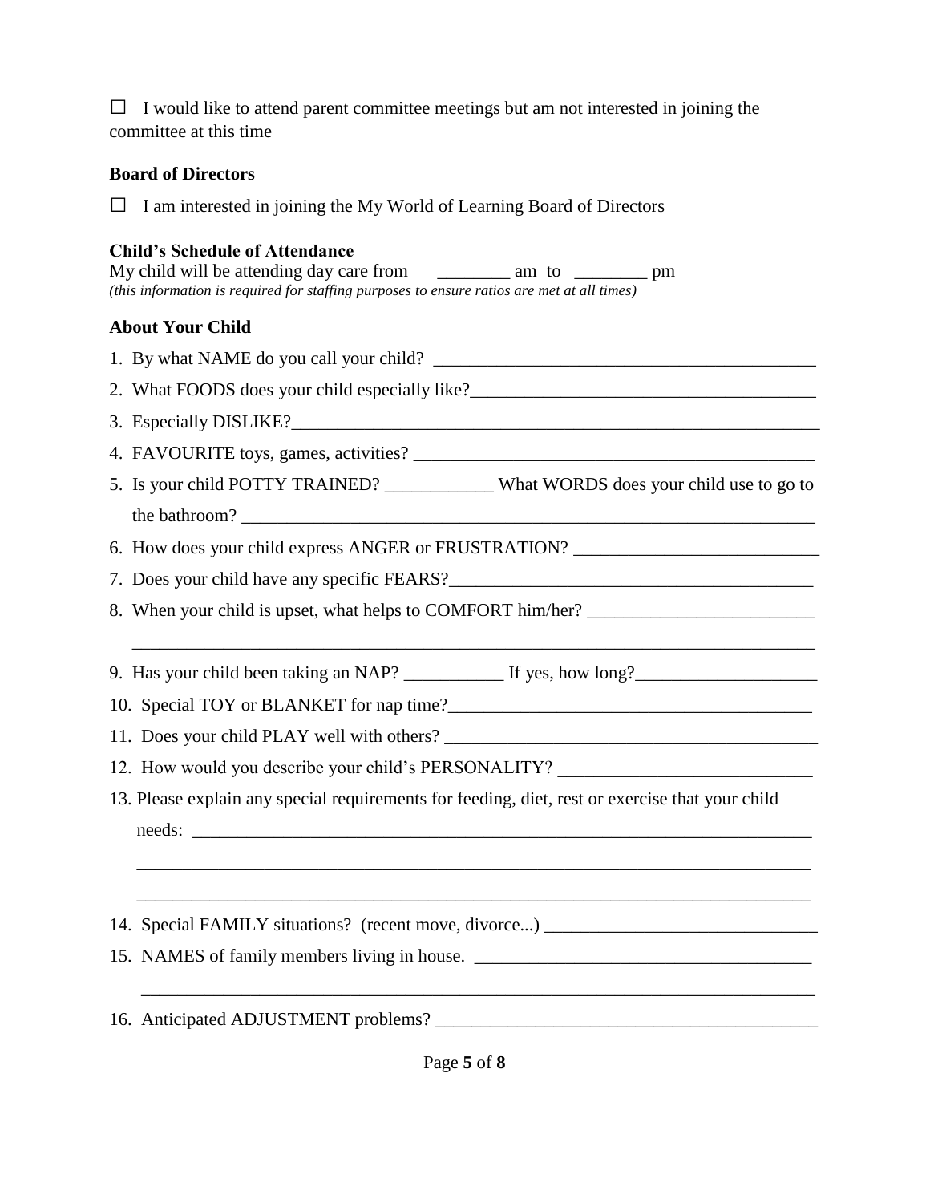☐ I would like to attend parent committee meetings but am not interested in joining the committee at this time

**Board of Directors**

☐ I am interested in joining the My World of Learning Board of Directors

**Child's Schedule of Attendance**

My child will be attending day care from ________ am to ________ pm

*(this information is required for staffing purposes to ensure ratios are met at all times)*

**About Your Child**

1. By what NAME do you call your child? ____________________________________________
2. What FOODS does your child especially like?_______________________________________
3. Especially DISLIKE?__________________________________________________________
4. FAVOURITE toys, games, activities? ______________________________________________
5. Is your child POTTY TRAINED? ____________ What WORDS does your child use to go to the bathroom? _____________________________________________________________
6. How does your child express ANGER or FRUSTRATION? ___________________________
7. Does your child have any specific FEARS?__________________________________________
8. When your child is upset, what helps to COMFORT him/her? _________________________ ____________________________________________________________________________
9. Has your child been taking an NAP? ___________ If yes, how long?____________________
10. Special TOY or BLANKET for nap time?_________________________________________
11. Does your child PLAY well with others? __________________________________________
12. How would you describe your child's PERSONALITY? ____________________________
13. Please explain any special requirements for feeding, diet, rest or exercise that your child needs: _______________________________________________________________________ ____________________________________________________________________________ ____________________________________________________________________________
14. Special FAMILY situations? (recent move, divorce...) ______________________________
15. NAMES of family members living in house. ______________________________________ ____________________________________________________________________________
16. Anticipated ADJUSTMENT problems? ____________________________________________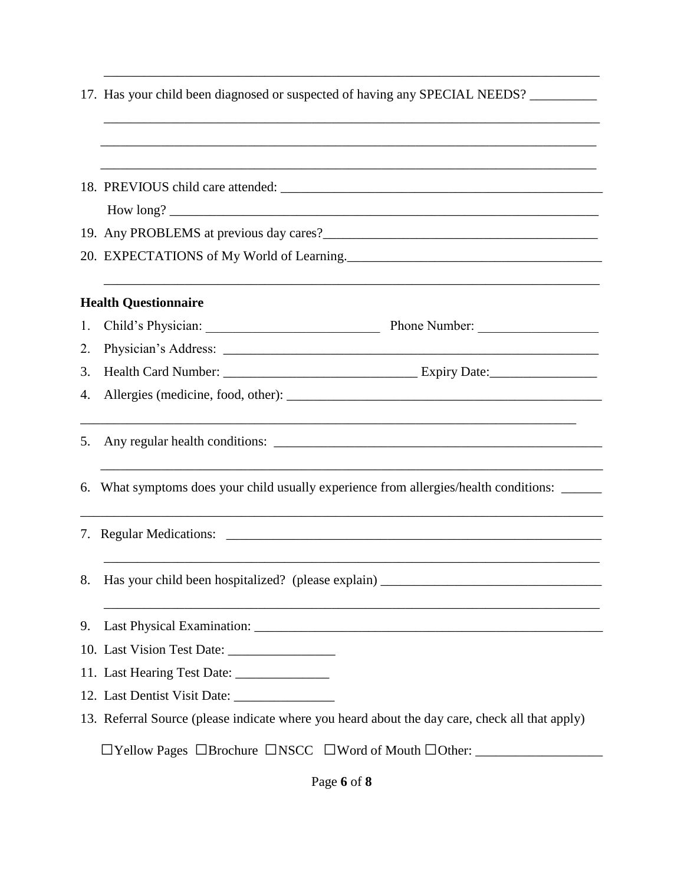17. Has your child been diagnosed or suspected of having any SPECIAL NEEDS? __________

_____________________________________________________________________________

_____________________________________________________________________________

_____________________________________________________________________________

18. PREVIOUS child care attended: ___________________________________________________

    How long? _____________________________________________________________________

19. Any PROBLEMS at previous day cares?__________________________________________

20. EXPECTATIONS of My World of Learning.________________________________________

_____________________________________________________________________________

**Health Questionnaire**

1. Child's Physician: __________________________ Phone Number: __________________
2. Physician's Address: _________________________________________________________
3. Health Card Number: _____________________________ Expiry Date:________________
4. Allergies (medicine, food, other): _______________________________________________

_____________________________________________________________________________

5. Any regular health conditions: ___________________________________________________

_____________________________________________________________________________

6. What symptoms does your child usually experience from allergies/health conditions: ______

_____________________________________________________________________________

7. Regular Medications: __________________________________________________________

_____________________________________________________________________________

8. Has your child been hospitalized? (please explain) _________________________________

_____________________________________________________________________________

9. Last Physical Examination: _____________________________________________________
10. Last Vision Test Date: ________________
11. Last Hearing Test Date: ______________
12. Last Dentist Visit Date: _______________
13. Referral Source (please indicate where you heard about the day care, check all that apply)

    ☐Yellow Pages ☐Brochure ☐NSCC ☐Word of Mouth ☐Other: __________________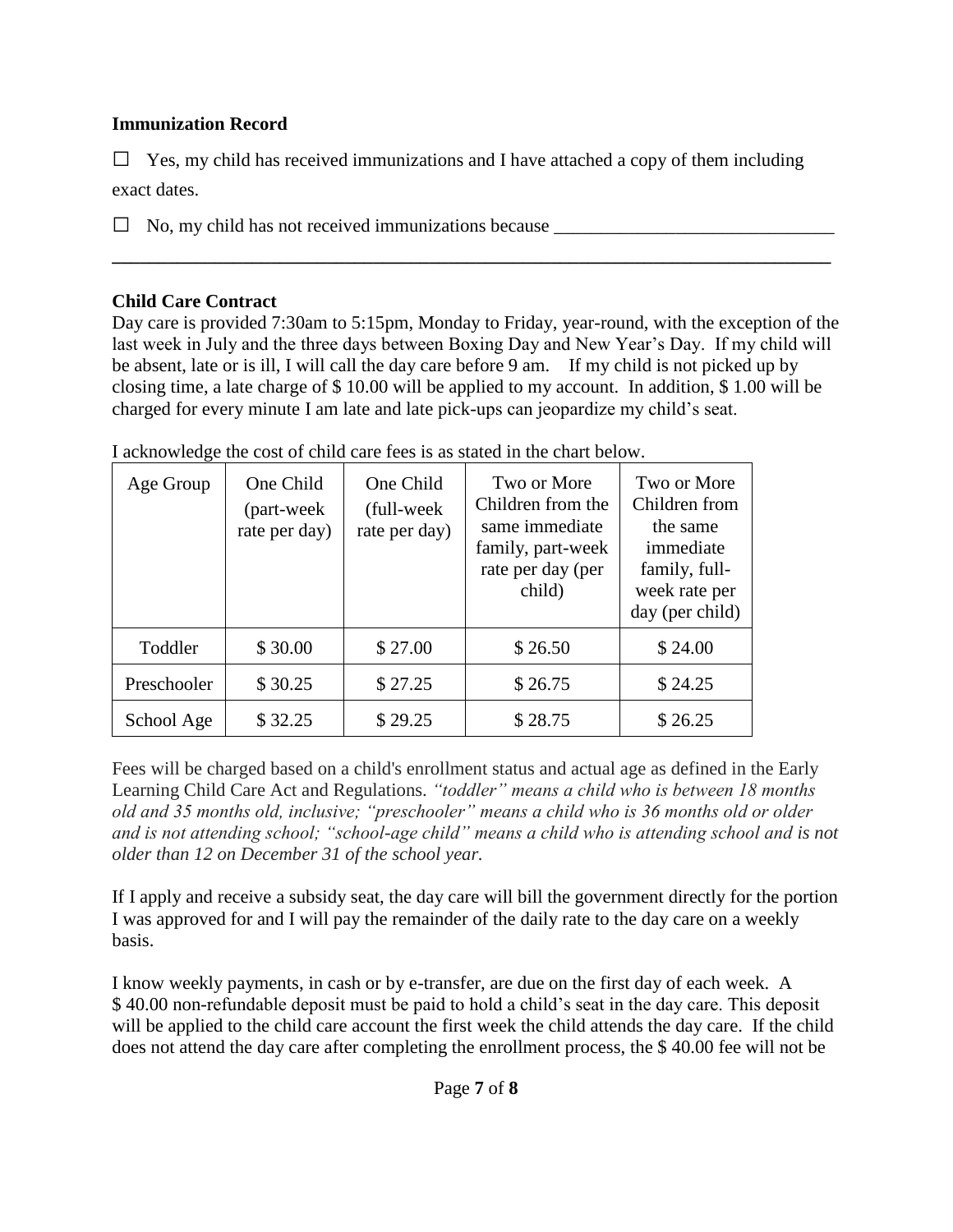**Immunization Record**

☐ Yes, my child has received immunizations and I have attached a copy of them including exact dates.

☐ No, my child has not received immunizations because ______________________________

______________________________________________________________________________

**Child Care Contract**

Day care is provided 7:30am to 5:15pm, Monday to Friday, year-round, with the exception of the last week in July and the three days between Boxing Day and New Year's Day. If my child will be absent, late or is ill, I will call the day care before 9 am. If my child is not picked up by closing time, a late charge of $ 10.00 will be applied to my account. In addition, $ 1.00 will be charged for every minute I am late and late pick-ups can jeopardize my child's seat.

I acknowledge the cost of child care fees is as stated in the chart below.

| Age Group | One Child (part-week rate per day) | One Child (full-week rate per day) | Two or More Children from the same immediate family, part-week rate per day (per child) | Two or More Children from the same immediate family, full-week rate per day (per child) |
|---|---|---|---|---|
| Toddler | $ 30.00 | $ 27.00 | $ 26.50 | $ 24.00 |
| Preschooler | $ 30.25 | $ 27.25 | $ 26.75 | $ 24.25 |
| School Age | $ 32.25 | $ 29.25 | $ 28.75 | $ 26.25 |

Fees will be charged based on a child's enrollment status and actual age as defined in the Early Learning Child Care Act and Regulations. *"toddler" means a child who is between 18 months old and 35 months old, inclusive; "preschooler" means a child who is 36 months old or older and is not attending school; "school-age child" means a child who is attending school and is not older than 12 on December 31 of the school year.*

If I apply and receive a subsidy seat, the day care will bill the government directly for the portion I was approved for and I will pay the remainder of the daily rate to the day care on a weekly basis.

I know weekly payments, in cash or by e-transfer, are due on the first day of each week. A $ 40.00 non-refundable deposit must be paid to hold a child's seat in the day care. This deposit will be applied to the child care account the first week the child attends the day care. If the child does not attend the day care after completing the enrollment process, the $ 40.00 fee will not be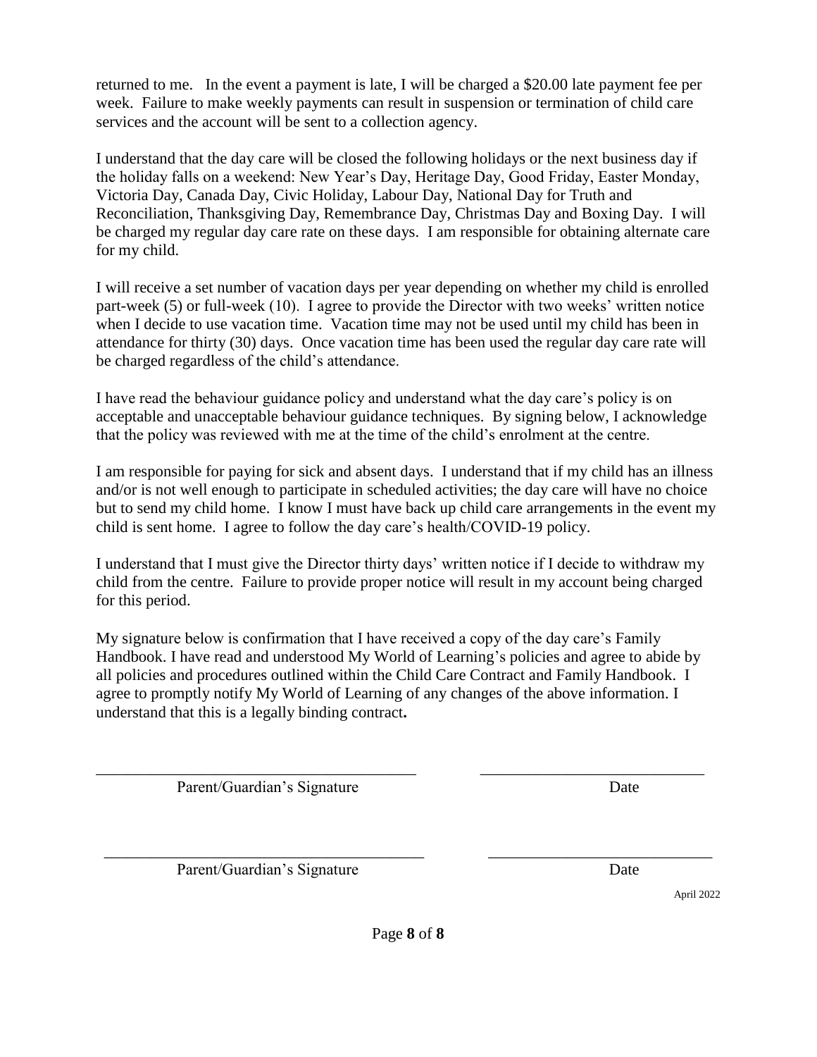returned to me. In the event a payment is late, I will be charged a $20.00 late payment fee per week. Failure to make weekly payments can result in suspension or termination of child care services and the account will be sent to a collection agency.

I understand that the day care will be closed the following holidays or the next business day if the holiday falls on a weekend: New Year's Day, Heritage Day, Good Friday, Easter Monday, Victoria Day, Canada Day, Civic Holiday, Labour Day, National Day for Truth and Reconciliation, Thanksgiving Day, Remembrance Day, Christmas Day and Boxing Day. I will be charged my regular day care rate on these days. I am responsible for obtaining alternate care for my child.

I will receive a set number of vacation days per year depending on whether my child is enrolled part-week (5) or full-week (10). I agree to provide the Director with two weeks' written notice when I decide to use vacation time. Vacation time may not be used until my child has been in attendance for thirty (30) days. Once vacation time has been used the regular day care rate will be charged regardless of the child's attendance.

I have read the behaviour guidance policy and understand what the day care's policy is on acceptable and unacceptable behaviour guidance techniques. By signing below, I acknowledge that the policy was reviewed with me at the time of the child's enrolment at the centre.

I am responsible for paying for sick and absent days. I understand that if my child has an illness and/or is not well enough to participate in scheduled activities; the day care will have no choice but to send my child home. I know I must have back up child care arrangements in the event my child is sent home. I agree to follow the day care's health/COVID-19 policy.

I understand that I must give the Director thirty days' written notice if I decide to withdraw my child from the centre. Failure to provide proper notice will result in my account being charged for this period.

My signature below is confirmation that I have received a copy of the day care's Family Handbook. I have read and understood My World of Learning's policies and agree to abide by all policies and procedures outlined within the Child Care Contract and Family Handbook. I agree to promptly notify My World of Learning of any changes of the above information. I understand that this is a legally binding contract**.**

_________________________________________ ____________________________

Parent/Guardian's Signature Date

_________________________________________ ____________________________

Parent/Guardian's Signature Date

April 2022